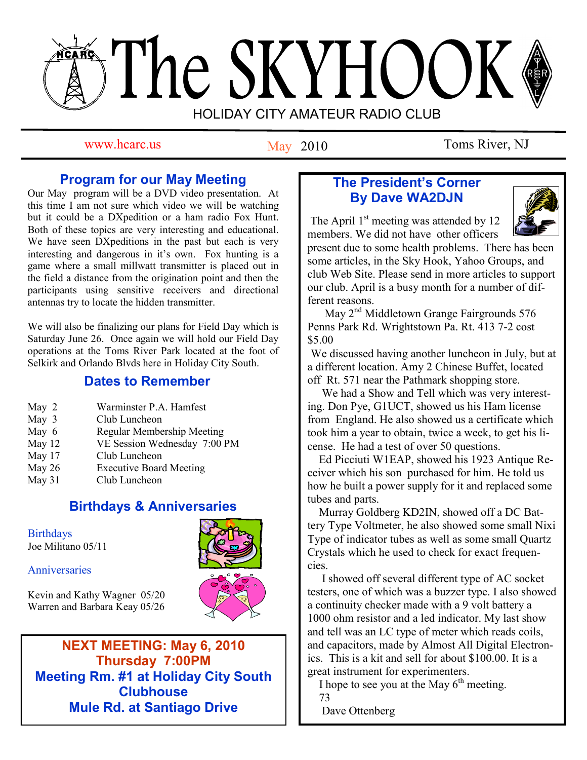# The SKYHOOK

HOLIDAY CITY AMATEUR RADIO CLUB

www.hcarc.us | May 2010 | Toms River, NJ

## Program for our May Meeting

Our May program will be a DVD video presentation. At this time I am not sure which video we will be watching but it could be a DXpedition or a ham radio Fox Hunt. Both of these topics are very interesting and educational. We have seen DXpeditions in the past but each is very interesting and dangerous in it's own. Fox hunting is a game where a small millwatt transmitter is placed out in the field a distance from the origination point and then the participants using sensitive receivers and directional antennas try to locate the hidden transmitter.

We will also be finalizing our plans for Field Day which is Saturday June 26. Once again we will hold our Field Day operations at the Toms River Park located at the foot of Selkirk and Orlando Blvds here in Holiday City South.

## Dates to Remember

| | |
|---|---|
| May 2 | Warminster P.A. Hamfest |
| May 3 | Club Luncheon |
| May 6 | Regular Membership Meeting |
| May 12 | VE Session Wednesday 7:00 PM |
| May 17 | Club Luncheon |
| May 26 | Executive Board Meeting |
| May 31 | Club Luncheon |

## Birthdays & Anniversaries

Birthdays

Joe Militano 05/11

Anniversaries

Kevin and Kathy Wagner 05/20

Warren and Barbara Keay 05/26

**NEXT MEETING: May 6, 2010**
**Thursday 7:00PM**
**Meeting Rm. #1 at Holiday City South Clubhouse**
**Mule Rd. at Santiago Drive**

## The President's Corner
## By Dave WA2DJN

The April 1st meeting was attended by 12 members. We did not have other officers present due to some health problems. There has been some articles, in the Sky Hook, Yahoo Groups, and club Web Site. Please send in more articles to support our club. April is a busy month for a number of different reasons.

May 2nd Middletown Grange Fairgrounds 576 Penns Park Rd. Wrightstown Pa. Rt. 413 7-2 cost $5.00

We discussed having another luncheon in July, but at a different location. Amy 2 Chinese Buffet, located off Rt. 571 near the Pathmark shopping store.

We had a Show and Tell which was very interesting. Don Pye, G1UCT, showed us his Ham license from England. He also showed us a certificate which took him a year to obtain, twice a week, to get his license. He had a test of over 50 questions.

Ed Picciuti W1EAP, showed his 1923 Antique Receiver which his son purchased for him. He told us how he built a power supply for it and replaced some tubes and parts.

Murray Goldberg KD2IN, showed off a DC Battery Type Voltmeter, he also showed some small Nixi Type of indicator tubes as well as some small Quartz Crystals which he used to check for exact frequencies.

I showed off several different type of AC socket testers, one of which was a buzzer type. I also showed a continuity checker made with a 9 volt battery a 1000 ohm resistor and a led indicator. My last show and tell was an LC type of meter which reads coils, and capacitors, made by Almost All Digital Electronics. This is a kit and sell for about $100.00. It is a great instrument for experimenters.

I hope to see you at the May 6th meeting.

73

Dave Ottenberg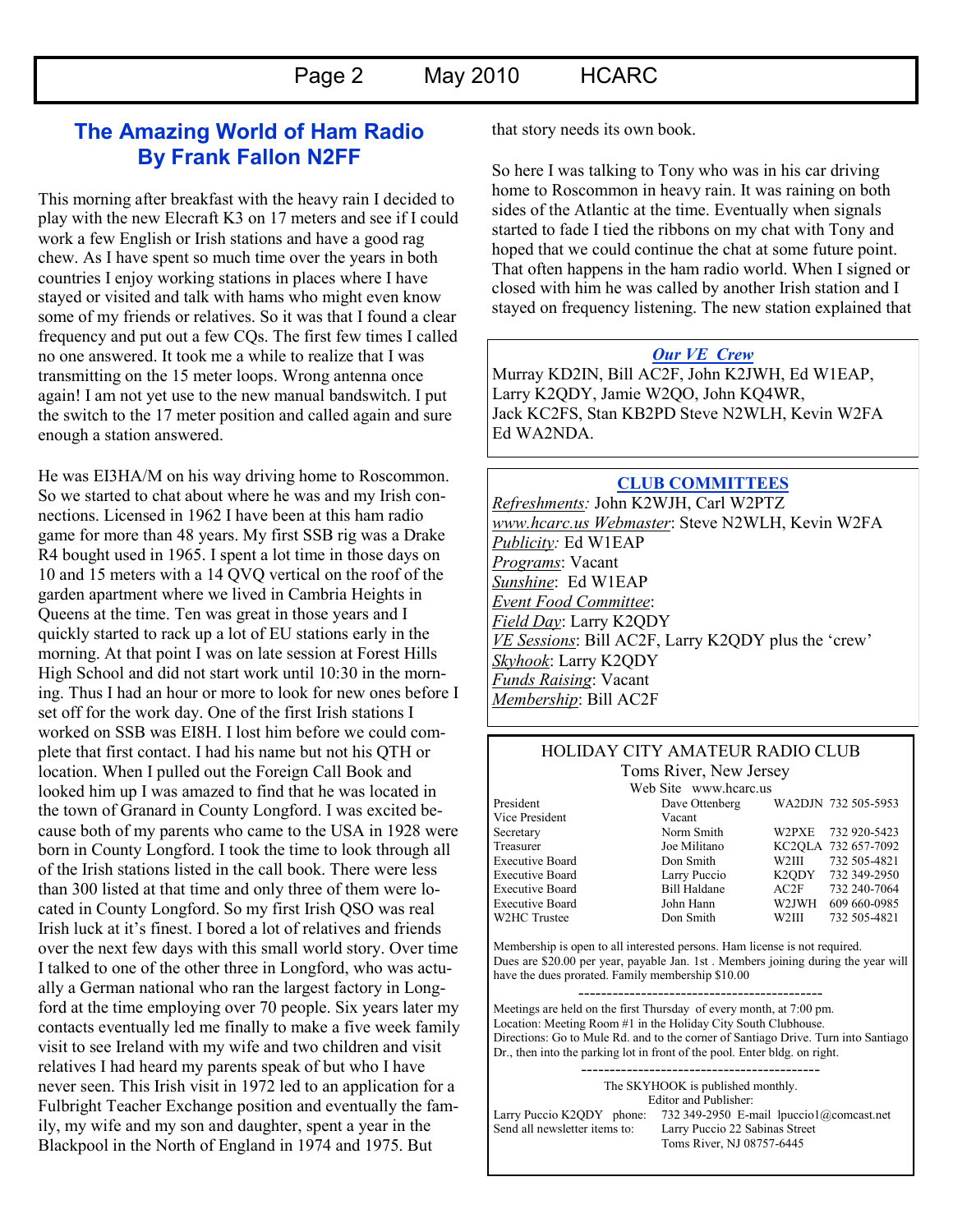## The Amazing World of Ham Radio
## By Frank Fallon N2FF

This morning after breakfast with the heavy rain I decided to play with the new Elecraft K3 on 17 meters and see if I could work a few English or Irish stations and have a good rag chew. As I have spent so much time over the years in both countries I enjoy working stations in places where I have stayed or visited and talk with hams who might even know some of my friends or relatives. So it was that I found a clear frequency and put out a few CQs. The first few times I called no one answered. It took me a while to realize that I was transmitting on the 15 meter loops. Wrong antenna once again! I am not yet use to the new manual bandswitch. I put the switch to the 17 meter position and called again and sure enough a station answered.

He was EI3HA/M on his way driving home to Roscommon. So we started to chat about where he was and my Irish connections. Licensed in 1962 I have been at this ham radio game for more than 48 years. My first SSB rig was a Drake R4 bought used in 1965. I spent a lot time in those days on 10 and 15 meters with a 14 QVQ vertical on the roof of the garden apartment where we lived in Cambria Heights in Queens at the time. Ten was great in those years and I quickly started to rack up a lot of EU stations early in the morning. At that point I was on late session at Forest Hills High School and did not start work until 10:30 in the morning. Thus I had an hour or more to look for new ones before I set off for the work day. One of the first Irish stations I worked on SSB was EI8H. I lost him before we could complete that first contact. I had his name but not his QTH or location. When I pulled out the Foreign Call Book and looked him up I was amazed to find that he was located in the town of Granard in County Longford. I was excited because both of my parents who came to the USA in 1928 were born in County Longford. I took the time to look through all of the Irish stations listed in the call book. There were less than 300 listed at that time and only three of them were located in County Longford. So my first Irish QSO was real Irish luck at it's finest. I bored a lot of relatives and friends over the next few days with this small world story. Over time I talked to one of the other three in Longford, who was actually a German national who ran the largest factory in Longford at the time employing over 70 people. Six years later my contacts eventually led me finally to make a five week family visit to see Ireland with my wife and two children and visit relatives I had heard my parents speak of but who I have never seen. This Irish visit in 1972 led to an application for a Fulbright Teacher Exchange position and eventually the family, my wife and my son and daughter, spent a year in the Blackpool in the North of England in 1974 and 1975. But that story needs its own book.

So here I was talking to Tony who was in his car driving home to Roscommon in heavy rain. It was raining on both sides of the Atlantic at the time. Eventually when signals started to fade I tied the ribbons on my chat with Tony and hoped that we could continue the chat at some future point. That often happens in the ham radio world. When I signed or closed with him he was called by another Irish station and I stayed on frequency listening. The new station explained that

---

***Our VE Crew***

Murray KD2IN, Bill AC2F, John K2JWH, Ed W1EAP, Larry K2QDY, Jamie W2QO, John KQ4WR, Jack KC2FS, Stan KB2PD Steve N2WLH, Kevin W2FA Ed WA2NDA.

---

**CLUB COMMITTEES**

*Refreshments:* John K2WJH, Carl W2PTZ
*www.hcarc.us Webmaster*: Steve N2WLH, Kevin W2FA
*Publicity:* Ed W1EAP
*Programs*: Vacant
*Sunshine*: Ed W1EAP
*Event Food Committee*:
*Field Day*: Larry K2QDY
*VE Sessions*: Bill AC2F, Larry K2QDY plus the 'crew'
*Skyhook*: Larry K2QDY
*Funds Raising*: Vacant
*Membership*: Bill AC2F

---

HOLIDAY CITY AMATEUR RADIO CLUB
Toms River, New Jersey
Web Site www.hcarc.us

| | | | |
|---|---|---|---|
| President | Dave Ottenberg | WA2DJN | 732 505-5953 |
| Vice President | Vacant | | |
| Secretary | Norm Smith | W2PXE | 732 920-5423 |
| Treasurer | Joe Militano | KC2QLA | 732 657-7092 |
| Executive Board | Don Smith | W2III | 732 505-4821 |
| Executive Board | Larry Puccio | K2QDY | 732 349-2950 |
| Executive Board | Bill Haldane | AC2F | 732 240-7064 |
| Executive Board | John Hann | W2JWH | 609 660-0985 |
| W2HC Trustee | Don Smith | W2III | 732 505-4821 |

Membership is open to all interested persons. Ham license is not required. Dues are $20.00 per year, payable Jan. 1st . Members joining during the year will have the dues prorated. Family membership $10.00

---

Meetings are held on the first Thursday of every month, at 7:00 pm.
Location: Meeting Room #1 in the Holiday City South Clubhouse.
Directions: Go to Mule Rd. and to the corner of Santiago Drive. Turn into Santiago Dr., then into the parking lot in front of the pool. Enter bldg. on right.

---

The SKYHOOK is published monthly.
Editor and Publisher:
Larry Puccio K2QDY phone: 732 349-2950 E-mail lpuccio1@comcast.net
Send all newsletter items to: Larry Puccio 22 Sabinas Street
Toms River, NJ 08757-6445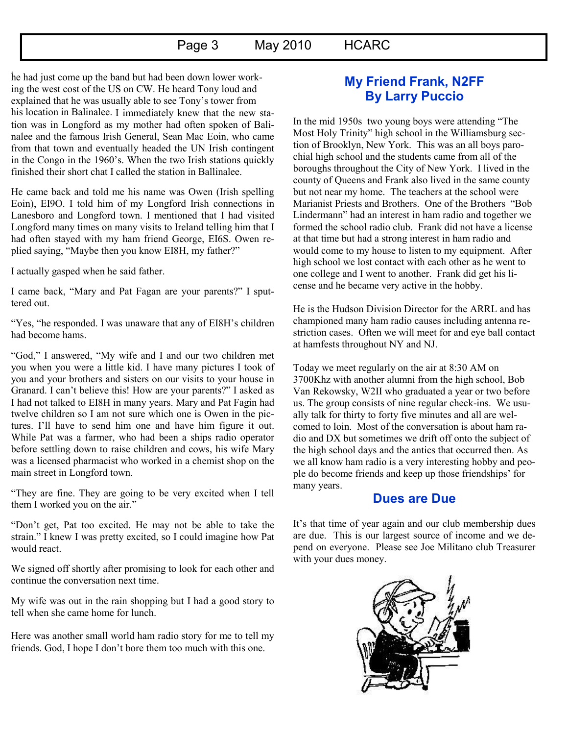he had just come up the band but had been down lower working the west cost of the US on CW. He heard Tony loud and explained that he was usually able to see Tony's tower from his location in Balinalee. I immediately knew that the new station was in Longford as my mother had often spoken of Balinalee and the famous Irish General, Sean Mac Eoin, who came from that town and eventually headed the UN Irish contingent in the Congo in the 1960's. When the two Irish stations quickly finished their short chat I called the station in Ballinalee.

He came back and told me his name was Owen (Irish spelling Eoin), EI9O. I told him of my Longford Irish connections in Lanesboro and Longford town. I mentioned that I had visited Longford many times on many visits to Ireland telling him that I had often stayed with my ham friend George, EI6S. Owen replied saying, "Maybe then you know EI8H, my father?"

I actually gasped when he said father.

I came back, "Mary and Pat Fagan are your parents?" I sputtered out.

"Yes, "he responded. I was unaware that any of EI8H's children had become hams.

"God," I answered, "My wife and I and our two children met you when you were a little kid. I have many pictures I took of you and your brothers and sisters on our visits to your house in Granard. I can't believe this! How are your parents?" I asked as I had not talked to EI8H in many years. Mary and Pat Fagin had twelve children so I am not sure which one is Owen in the pictures. I'll have to send him one and have him figure it out. While Pat was a farmer, who had been a ships radio operator before settling down to raise children and cows, his wife Mary was a licensed pharmacist who worked in a chemist shop on the main street in Longford town.

"They are fine. They are going to be very excited when I tell them I worked you on the air."

"Don't get, Pat too excited. He may not be able to take the strain." I knew I was pretty excited, so I could imagine how Pat would react.

We signed off shortly after promising to look for each other and continue the conversation next time.

My wife was out in the rain shopping but I had a good story to tell when she came home for lunch.

Here was another small world ham radio story for me to tell my friends. God, I hope I don't bore them too much with this one.

## My Friend Frank, N2FF
## By Larry Puccio

In the mid 1950s two young boys were attending "The Most Holy Trinity" high school in the Williamsburg section of Brooklyn, New York. This was an all boys parochial high school and the students came from all of the boroughs throughout the City of New York. I lived in the county of Queens and Frank also lived in the same county but not near my home. The teachers at the school were Marianist Priests and Brothers. One of the Brothers "Bob Lindermann" had an interest in ham radio and together we formed the school radio club. Frank did not have a license at that time but had a strong interest in ham radio and would come to my house to listen to my equipment. After high school we lost contact with each other as he went to one college and I went to another. Frank did get his license and he became very active in the hobby.

He is the Hudson Division Director for the ARRL and has championed many ham radio causes including antenna restriction cases. Often we will meet for and eye ball contact at hamfests throughout NY and NJ.

Today we meet regularly on the air at 8:30 AM on 3700Khz with another alumni from the high school, Bob Van Rekowsky, W2II who graduated a year or two before us. The group consists of nine regular check-ins. We usually talk for thirty to forty five minutes and all are welcomed to loin. Most of the conversation is about ham radio and DX but sometimes we drift off onto the subject of the high school days and the antics that occurred then. As we all know ham radio is a very interesting hobby and people do become friends and keep up those friendships' for many years.

## Dues are Due

It's that time of year again and our club membership dues are due. This is our largest source of income and we depend on everyone. Please see Joe Militano club Treasurer with your dues money.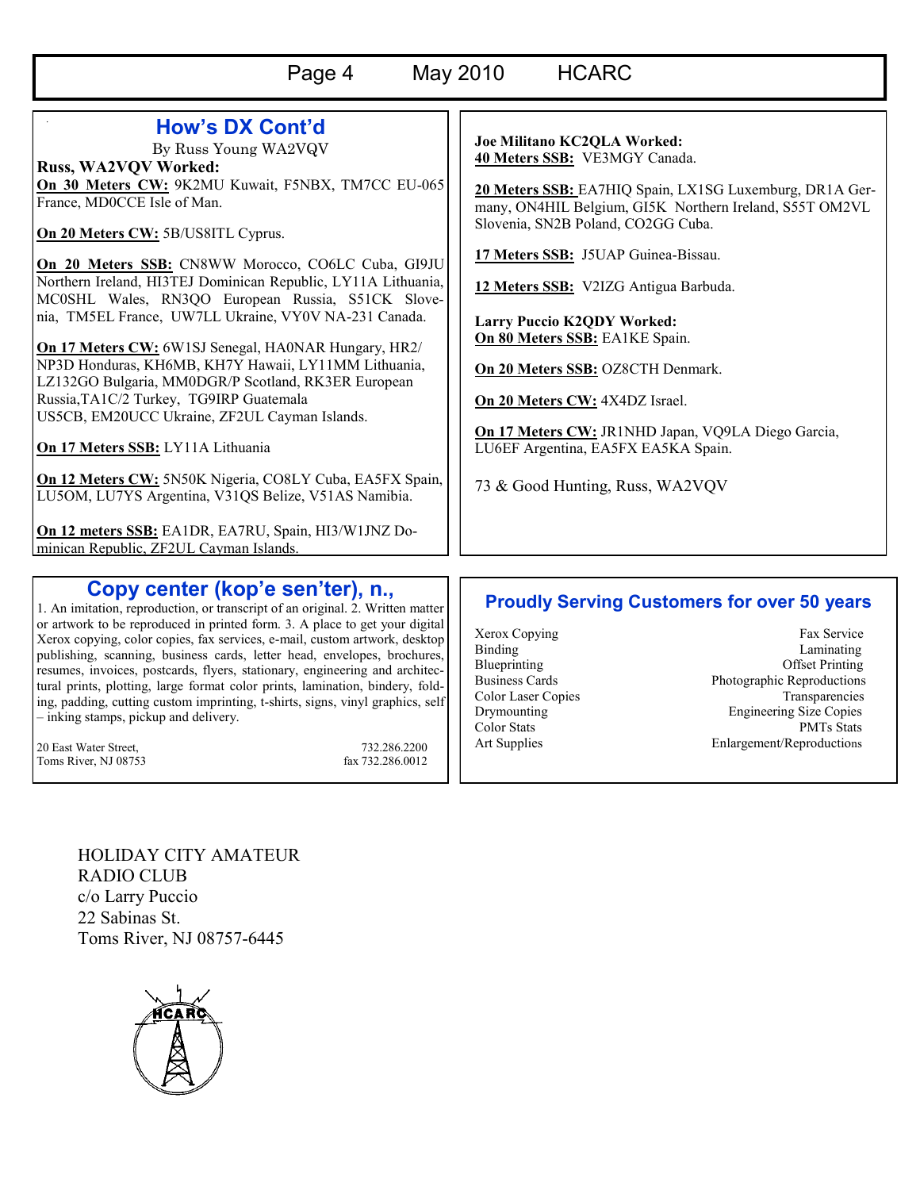## How's DX Cont'd

By Russ Young WA2VQV

**Russ, WA2VQV Worked:**

**On 30 Meters CW:** 9K2MU Kuwait, F5NBX, TM7CC EU-065 France, MD0CCE Isle of Man.

**On 20 Meters CW:** 5B/US8ITL Cyprus.

**On 20 Meters SSB:** CN8WW Morocco, CO6LC Cuba, GI9JU Northern Ireland, HI3TEJ Dominican Republic, LY11A Lithuania, MC0SHL Wales, RN3QO European Russia, S51CK Slovenia, TM5EL France, UW7LL Ukraine, VY0V NA-231 Canada.

**On 17 Meters CW:** 6W1SJ Senegal, HA0NAR Hungary, HR2/NP3D Honduras, KH6MB, KH7Y Hawaii, LY11MM Lithuania, LZ132GO Bulgaria, MM0DGR/P Scotland, RK3ER European Russia, TA1C/2 Turkey, TG9IRP Guatemala US5CB, EM20UCC Ukraine, ZF2UL Cayman Islands.

**On 17 Meters SSB:** LY11A Lithuania

**On 12 Meters CW:** 5N50K Nigeria, CO8LY Cuba, EA5FX Spain, LU5OM, LU7YS Argentina, V31QS Belize, V51AS Namibia.

**On 12 meters SSB:** EA1DR, EA7RU, Spain, HI3/W1JNZ Dominican Republic, ZF2UL Cayman Islands.

**Joe Militano KC2QLA Worked:**

**40 Meters SSB:** VE3MGY Canada.

**20 Meters SSB:** EA7HIQ Spain, LX1SG Luxemburg, DR1A Germany, ON4HIL Belgium, GI5K Northern Ireland, S55T OM2VL Slovenia, SN2B Poland, CO2GG Cuba.

**17 Meters SSB:** J5UAP Guinea-Bissau.

**12 Meters SSB:** V2IZG Antigua Barbuda.

**Larry Puccio K2QDY Worked:**

**On 80 Meters SSB:** EA1KE Spain.

**On 20 Meters SSB:** OZ8CTH Denmark.

**On 20 Meters CW:** 4X4DZ Israel.

**On 17 Meters CW:** JR1NHD Japan, VQ9LA Diego Garcia, LU6EF Argentina, EA5FX EA5KA Spain.

73 & Good Hunting, Russ, WA2VQV

## Copy center (kop'e sen'ter), n.,

1. An imitation, reproduction, or transcript of an original. 2. Written matter or artwork to be reproduced in printed form. 3. A place to get your digital Xerox copying, color copies, fax services, e-mail, custom artwork, desktop publishing, scanning, business cards, letter head, envelopes, brochures, resumes, invoices, postcards, flyers, stationary, engineering and architectural prints, plotting, large format color prints, lamination, bindery, folding, padding, cutting custom imprinting, t-shirts, signs, vinyl graphics, self – inking stamps, pickup and delivery.

20 East Water Street, Toms River, NJ 08753

732.286.2200
fax 732.286.0012

## Proudly Serving Customers for over 50 years

| | |
|---|---|
| Xerox Copying | Fax Service |
| Binding | Laminating |
| Blueprinting | Offset Printing |
| Business Cards | Photographic Reproductions |
| Color Laser Copies | Transparencies |
| Drymounting | Engineering Size Copies |
| Color Stats | PMTs Stats |
| Art Supplies | Enlargement/Reproductions |

HOLIDAY CITY AMATEUR RADIO CLUB
c/o Larry Puccio
22 Sabinas St.
Toms River, NJ 08757-6445

HCARC